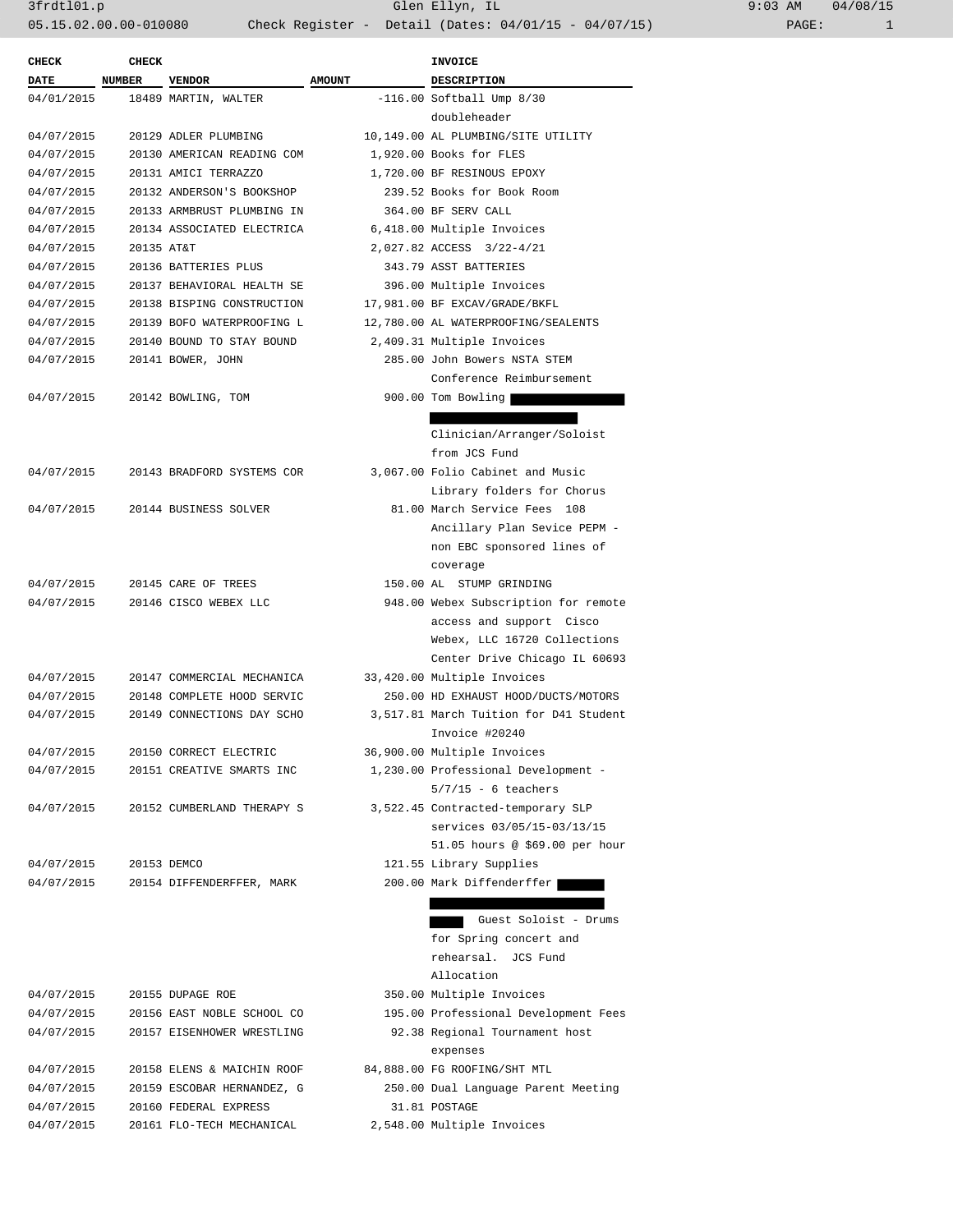3frdtl01.p  Glen Ellyn, IL  9:03 AM  04/08/15
05.15.02.00.00-010080  Check Register - Detail (Dates: 04/01/15 - 04/07/15)

| CHECK DATE | CHECK NUMBER | VENDOR | AMOUNT | INVOICE DESCRIPTION |
|---|---|---|---|---|
| 04/01/2015 | 18489 | MARTIN, WALTER | -116.00 | Softball Ump 8/30 doubleheader |
| 04/07/2015 | 20129 | ADLER PLUMBING | 10,149.00 | AL PLUMBING/SITE UTILITY |
| 04/07/2015 | 20130 | AMERICAN READING COM | 1,920.00 | Books for FLES |
| 04/07/2015 | 20131 | AMICI TERRAZZO | 1,720.00 | BF RESINOUS EPOXY |
| 04/07/2015 | 20132 | ANDERSON'S BOOKSHOP | 239.52 | Books for Book Room |
| 04/07/2015 | 20133 | ARMBRUST PLUMBING IN | 364.00 | BF SERV CALL |
| 04/07/2015 | 20134 | ASSOCIATED ELECTRICA | 6,418.00 | Multiple Invoices |
| 04/07/2015 | 20135 | AT&T | 2,027.82 | ACCESS 3/22-4/21 |
| 04/07/2015 | 20136 | BATTERIES PLUS | 343.79 | ASST BATTERIES |
| 04/07/2015 | 20137 | BEHAVIORAL HEALTH SE | 396.00 | Multiple Invoices |
| 04/07/2015 | 20138 | BISPING CONSTRUCTION | 17,981.00 | BF EXCAV/GRADE/BKFL |
| 04/07/2015 | 20139 | BOFO WATERPROOFING L | 12,780.00 | AL WATERPROOFING/SEALENTS |
| 04/07/2015 | 20140 | BOUND TO STAY BOUND | 2,409.31 | Multiple Invoices |
| 04/07/2015 | 20141 | BOWER, JOHN | 285.00 | John Bowers NSTA STEM Conference Reimbursement |
| 04/07/2015 | 20142 | BOWLING, TOM | 900.00 | Tom Bowling [REDACTED] [REDACTED] Clinician/Arranger/Soloist from JCS Fund |
| 04/07/2015 | 20143 | BRADFORD SYSTEMS COR | 3,067.00 | Folio Cabinet and Music Library folders for Chorus |
| 04/07/2015 | 20144 | BUSINESS SOLVER | 81.00 | March Service Fees 108 Ancillary Plan Sevice PEPM - non EBC sponsored lines of coverage |
| 04/07/2015 | 20145 | CARE OF TREES | 150.00 | AL STUMP GRINDING |
| 04/07/2015 | 20146 | CISCO WEBEX LLC | 948.00 | Webex Subscription for remote access and support Cisco Webex, LLC 16720 Collections Center Drive Chicago IL 60693 |
| 04/07/2015 | 20147 | COMMERCIAL MECHANICA | 33,420.00 | Multiple Invoices |
| 04/07/2015 | 20148 | COMPLETE HOOD SERVIC | 250.00 | HD EXHAUST HOOD/DUCTS/MOTORS |
| 04/07/2015 | 20149 | CONNECTIONS DAY SCHO | 3,517.81 | March Tuition for D41 Student Invoice #20240 |
| 04/07/2015 | 20150 | CORRECT ELECTRIC | 36,900.00 | Multiple Invoices |
| 04/07/2015 | 20151 | CREATIVE SMARTS INC | 1,230.00 | Professional Development - 5/7/15 - 6 teachers |
| 04/07/2015 | 20152 | CUMBERLAND THERAPY S | 3,522.45 | Contracted-temporary SLP services 03/05/15-03/13/15 51.05 hours @ $69.00 per hour |
| 04/07/2015 | 20153 | DEMCO | 121.55 | Library Supplies |
| 04/07/2015 | 20154 | DIFFENDERFFER, MARK | 200.00 | Mark Diffenderffer [REDACTED] [REDACTED] [REDACTED] Guest Soloist - Drums for Spring concert and rehearsal. JCS Fund Allocation |
| 04/07/2015 | 20155 | DUPAGE ROE | 350.00 | Multiple Invoices |
| 04/07/2015 | 20156 | EAST NOBLE SCHOOL CO | 195.00 | Professional Development Fees |
| 04/07/2015 | 20157 | EISENHOWER WRESTLING | 92.38 | Regional Tournament host expenses |
| 04/07/2015 | 20158 | ELENS & MAICHIN ROOF | 84,888.00 | FG ROOFING/SHT MTL |
| 04/07/2015 | 20159 | ESCOBAR HERNANDEZ, G | 250.00 | Dual Language Parent Meeting |
| 04/07/2015 | 20160 | FEDERAL EXPRESS | 31.81 | POSTAGE |
| 04/07/2015 | 20161 | FLO-TECH MECHANICAL | 2,548.00 | Multiple Invoices |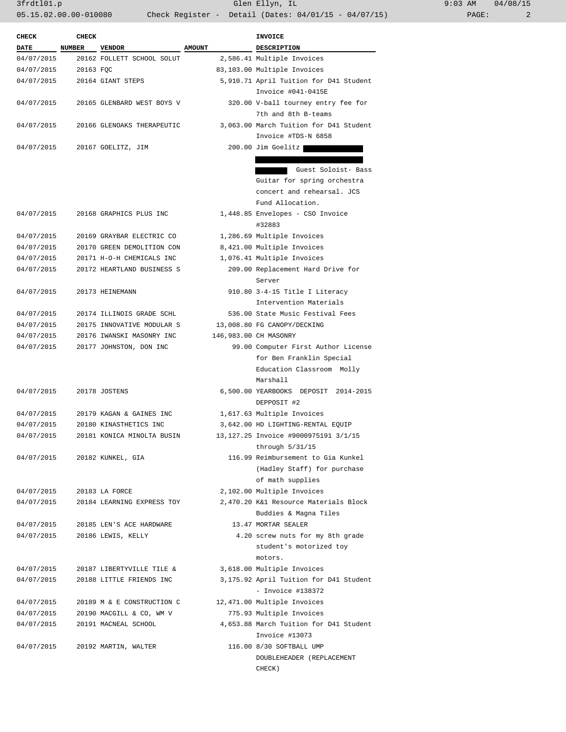| CHECK DATE | CHECK NUMBER | VENDOR | AMOUNT | INVOICE DESCRIPTION |
|---|---|---|---|---|
| 04/07/2015 | 20162 | FOLLETT SCHOOL SOLUT | 2,586.41 | Multiple Invoices |
| 04/07/2015 | 20163 | FQC | 83,103.00 | Multiple Invoices |
| 04/07/2015 | 20164 | GIANT STEPS | 5,910.71 | April Tuition for D41 Student Invoice #041-0415E |
| 04/07/2015 | 20165 | GLENBARD WEST BOYS V | 320.00 | V-ball tourney entry fee for 7th and 8th B-teams |
| 04/07/2015 | 20166 | GLENOAKS THERAPEUTIC | 3,063.00 | March Tuition for D41 Student Invoice #TDS-N 6858 |
| 04/07/2015 | 20167 | GOELITZ, JIM | 200.00 | Jim Goelitz [REDACTED] Guest Soloist- Bass Guitar for spring orchestra concert and rehearsal. JCS Fund Allocation. |
| 04/07/2015 | 20168 | GRAPHICS PLUS INC | 1,448.85 | Envelopes - CSO Invoice #32883 |
| 04/07/2015 | 20169 | GRAYBAR ELECTRIC CO | 1,286.69 | Multiple Invoices |
| 04/07/2015 | 20170 | GREEN DEMOLITION CON | 8,421.00 | Multiple Invoices |
| 04/07/2015 | 20171 | H-O-H CHEMICALS INC | 1,076.41 | Multiple Invoices |
| 04/07/2015 | 20172 | HEARTLAND BUSINESS S | 209.00 | Replacement Hard Drive for Server |
| 04/07/2015 | 20173 | HEINEMANN | 910.80 | 3-4-15 Title I Literacy Intervention Materials |
| 04/07/2015 | 20174 | ILLINOIS GRADE SCHL | 536.00 | State Music Festival Fees |
| 04/07/2015 | 20175 | INNOVATIVE MODULAR S | 13,008.80 | FG CANOPY/DECKING |
| 04/07/2015 | 20176 | IWANSKI MASONRY INC | 146,983.00 | CH MASONRY |
| 04/07/2015 | 20177 | JOHNSTON, DON INC | 99.00 | Computer First Author License for Ben Franklin Special Education Classroom Molly Marshall |
| 04/07/2015 | 20178 | JOSTENS | 6,500.00 | YEARBOOKS DEPOSIT 2014-2015 DEPPOSIT #2 |
| 04/07/2015 | 20179 | KAGAN & GAINES INC | 1,617.63 | Multiple Invoices |
| 04/07/2015 | 20180 | KINASTHETICS INC | 3,642.00 | HD LIGHTING-RENTAL EQUIP |
| 04/07/2015 | 20181 | KONICA MINOLTA BUSIN | 13,127.25 | Invoice #9000975191 3/1/15 through 5/31/15 |
| 04/07/2015 | 20182 | KUNKEL, GIA | 116.99 | Reimbursement to Gia Kunkel (Hadley Staff) for purchase of math supplies |
| 04/07/2015 | 20183 | LA FORCE | 2,102.00 | Multiple Invoices |
| 04/07/2015 | 20184 | LEARNING EXPRESS TOY | 2,470.20 | K&1 Resource Materials Block Buddies & Magna Tiles |
| 04/07/2015 | 20185 | LEN'S ACE HARDWARE | 13.47 | MORTAR SEALER |
| 04/07/2015 | 20186 | LEWIS, KELLY | 4.20 | screw nuts for my 8th grade student's motorized toy motors. |
| 04/07/2015 | 20187 | LIBERTYVILLE TILE & | 3,618.00 | Multiple Invoices |
| 04/07/2015 | 20188 | LITTLE FRIENDS INC | 3,175.92 | April Tuition for D41 Student - Invoice #138372 |
| 04/07/2015 | 20189 | M & E CONSTRUCTION C | 12,471.00 | Multiple Invoices |
| 04/07/2015 | 20190 | MACGILL & CO, WM V | 775.93 | Multiple Invoices |
| 04/07/2015 | 20191 | MACNEAL SCHOOL | 4,653.88 | March Tuition for D41 Student Invoice #13073 |
| 04/07/2015 | 20192 | MARTIN, WALTER | 116.00 | 8/30 SOFTBALL UMP DOUBLEHEADER (REPLACEMENT CHECK) |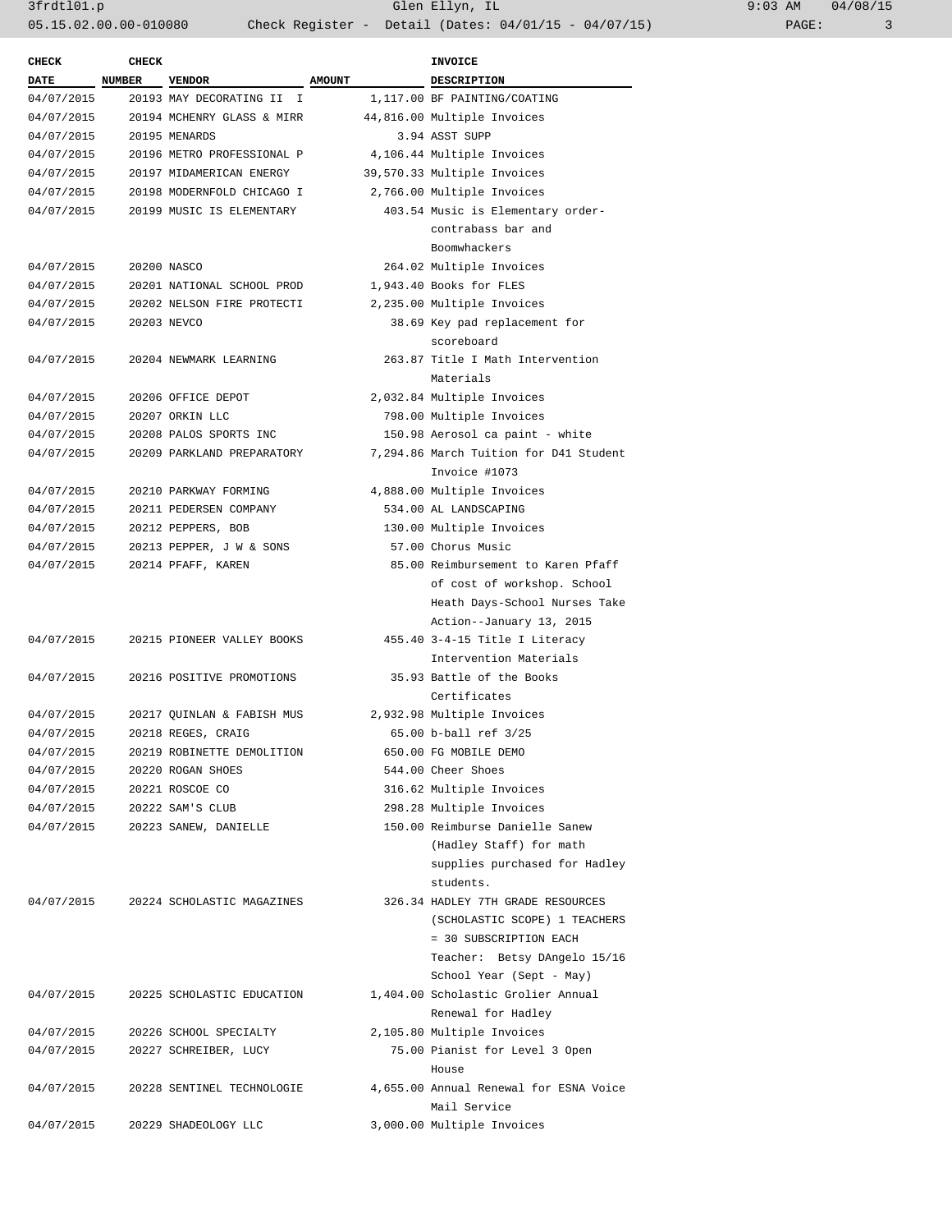| CHECK DATE | CHECK NUMBER | VENDOR | AMOUNT | INVOICE DESCRIPTION |
|---|---|---|---|---|
| 04/07/2015 | 20193 | MAY DECORATING II I | 1,117.00 | BF PAINTING/COATING |
| 04/07/2015 | 20194 | MCHENRY GLASS & MIRR | 44,816.00 | Multiple Invoices |
| 04/07/2015 | 20195 | MENARDS | 3.94 | ASST SUPP |
| 04/07/2015 | 20196 | METRO PROFESSIONAL P | 4,106.44 | Multiple Invoices |
| 04/07/2015 | 20197 | MIDAMERICAN ENERGY | 39,570.33 | Multiple Invoices |
| 04/07/2015 | 20198 | MODERNFOLD CHICAGO I | 2,766.00 | Multiple Invoices |
| 04/07/2015 | 20199 | MUSIC IS ELEMENTARY | 403.54 | Music is Elementary order- contrabass bar and Boomwhackers |
| 04/07/2015 | 20200 | NASCO | 264.02 | Multiple Invoices |
| 04/07/2015 | 20201 | NATIONAL SCHOOL PROD | 1,943.40 | Books for FLES |
| 04/07/2015 | 20202 | NELSON FIRE PROTECTI | 2,235.00 | Multiple Invoices |
| 04/07/2015 | 20203 | NEVCO | 38.69 | Key pad replacement for scoreboard |
| 04/07/2015 | 20204 | NEWMARK LEARNING | 263.87 | Title I Math Intervention Materials |
| 04/07/2015 | 20206 | OFFICE DEPOT | 2,032.84 | Multiple Invoices |
| 04/07/2015 | 20207 | ORKIN LLC | 798.00 | Multiple Invoices |
| 04/07/2015 | 20208 | PALOS SPORTS INC | 150.98 | Aerosol ca paint - white |
| 04/07/2015 | 20209 | PARKLAND PREPARATORY | 7,294.86 | March Tuition for D41 Student Invoice #1073 |
| 04/07/2015 | 20210 | PARKWAY FORMING | 4,888.00 | Multiple Invoices |
| 04/07/2015 | 20211 | PEDERSEN COMPANY | 534.00 | AL LANDSCAPING |
| 04/07/2015 | 20212 | PEPPERS, BOB | 130.00 | Multiple Invoices |
| 04/07/2015 | 20213 | PEPPER, J W & SONS | 57.00 | Chorus Music |
| 04/07/2015 | 20214 | PFAFF, KAREN | 85.00 | Reimbursement to Karen Pfaff of cost of workshop. School Heath Days-School Nurses Take Action--January 13, 2015 |
| 04/07/2015 | 20215 | PIONEER VALLEY BOOKS | 455.40 | 3-4-15 Title I Literacy Intervention Materials |
| 04/07/2015 | 20216 | POSITIVE PROMOTIONS | 35.93 | Battle of the Books Certificates |
| 04/07/2015 | 20217 | QUINLAN & FABISH MUS | 2,932.98 | Multiple Invoices |
| 04/07/2015 | 20218 | REGES, CRAIG | 65.00 | b-ball ref 3/25 |
| 04/07/2015 | 20219 | ROBINETTE DEMOLITION | 650.00 | FG MOBILE DEMO |
| 04/07/2015 | 20220 | ROGAN SHOES | 544.00 | Cheer Shoes |
| 04/07/2015 | 20221 | ROSCOE CO | 316.62 | Multiple Invoices |
| 04/07/2015 | 20222 | SAM'S CLUB | 298.28 | Multiple Invoices |
| 04/07/2015 | 20223 | SANEW, DANIELLE | 150.00 | Reimburse Danielle Sanew (Hadley Staff) for math supplies purchased for Hadley students. |
| 04/07/2015 | 20224 | SCHOLASTIC MAGAZINES | 326.34 | HADLEY 7TH GRADE RESOURCES (SCHOLASTIC SCOPE) 1 TEACHERS = 30 SUBSCRIPTION EACH Teacher: Betsy DAngelo 15/16 School Year (Sept - May) |
| 04/07/2015 | 20225 | SCHOLASTIC EDUCATION | 1,404.00 | Scholastic Grolier Annual Renewal for Hadley |
| 04/07/2015 | 20226 | SCHOOL SPECIALTY | 2,105.80 | Multiple Invoices |
| 04/07/2015 | 20227 | SCHREIBER, LUCY | 75.00 | Pianist for Level 3 Open House |
| 04/07/2015 | 20228 | SENTINEL TECHNOLOGIE | 4,655.00 | Annual Renewal for ESNA Voice Mail Service |
| 04/07/2015 | 20229 | SHADEOLOGY LLC | 3,000.00 | Multiple Invoices |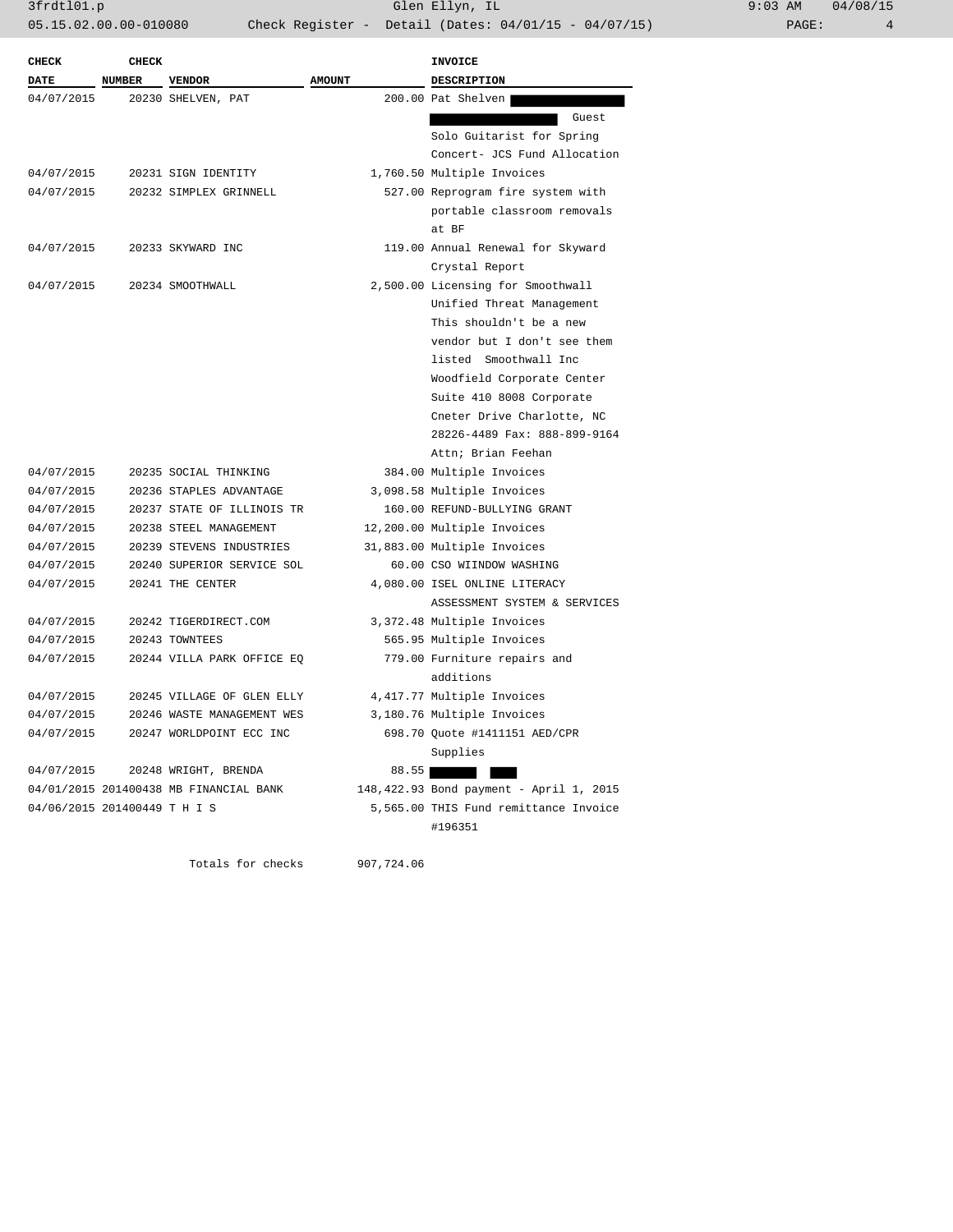| CHECK DATE | CHECK NUMBER | VENDOR | AMOUNT | INVOICE DESCRIPTION |
|---|---|---|---|---|
| 04/07/2015 | 20230 | SHELVEN, PAT | 200.00 | Pat Shelven [REDACTED] [REDACTED] Guest Solo Guitarist for Spring Concert- JCS Fund Allocation |
| 04/07/2015 | 20231 | SIGN IDENTITY | 1,760.50 | Multiple Invoices |
| 04/07/2015 | 20232 | SIMPLEX GRINNELL | 527.00 | Reprogram fire system with portable classroom removals at BF |
| 04/07/2015 | 20233 | SKYWARD INC | 119.00 | Annual Renewal for Skyward Crystal Report |
| 04/07/2015 | 20234 | SMOOTHWALL | 2,500.00 | Licensing for Smoothwall Unified Threat Management This shouldn't be a new vendor but I don't see them listed Smoothwall Inc Woodfield Corporate Center Suite 410 8008 Corporate Cneter Drive Charlotte, NC 28226-4489 Fax: 888-899-9164 Attn; Brian Feehan |
| 04/07/2015 | 20235 | SOCIAL THINKING | 384.00 | Multiple Invoices |
| 04/07/2015 | 20236 | STAPLES ADVANTAGE | 3,098.58 | Multiple Invoices |
| 04/07/2015 | 20237 | STATE OF ILLINOIS TR | 160.00 | REFUND-BULLYING GRANT |
| 04/07/2015 | 20238 | STEEL MANAGEMENT | 12,200.00 | Multiple Invoices |
| 04/07/2015 | 20239 | STEVENS INDUSTRIES | 31,883.00 | Multiple Invoices |
| 04/07/2015 | 20240 | SUPERIOR SERVICE SOL | 60.00 | CSO WIINDOW WASHING |
| 04/07/2015 | 20241 | THE CENTER | 4,080.00 | ISEL ONLINE LITERACY ASSESSMENT SYSTEM & SERVICES |
| 04/07/2015 | 20242 | TIGERDIRECT.COM | 3,372.48 | Multiple Invoices |
| 04/07/2015 | 20243 | TOWNTEES | 565.95 | Multiple Invoices |
| 04/07/2015 | 20244 | VILLA PARK OFFICE EQ | 779.00 | Furniture repairs and additions |
| 04/07/2015 | 20245 | VILLAGE OF GLEN ELLY | 4,417.77 | Multiple Invoices |
| 04/07/2015 | 20246 | WASTE MANAGEMENT WES | 3,180.76 | Multiple Invoices |
| 04/07/2015 | 20247 | WORLDPOINT ECC INC | 698.70 | Quote #1411151 AED/CPR Supplies |
| 04/07/2015 | 20248 | WRIGHT, BRENDA | 88.55 | [REDACTED] [REDACTED] |
| 04/01/2015 | 201400438 | MB FINANCIAL BANK | 148,422.93 | Bond payment - April 1, 2015 |
| 04/06/2015 | 201400449 | T H I S | 5,565.00 | THIS Fund remittance Invoice #196351 |
| | | Totals for checks | 907,724.06 | |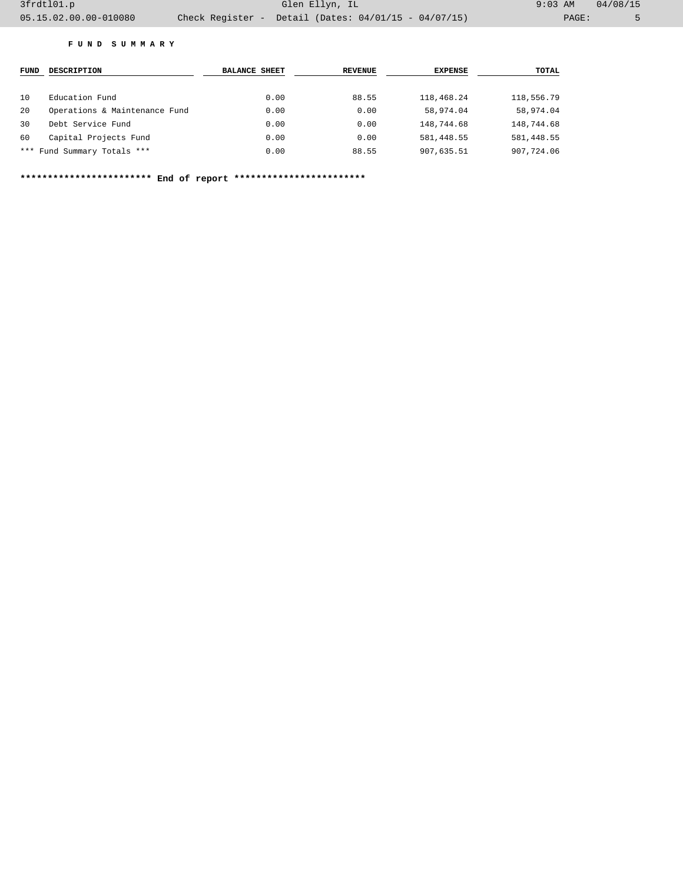**F U N D   S U M M A R Y**

| FUND | DESCRIPTION | BALANCE SHEET | REVENUE | EXPENSE | TOTAL |
|---|---|---|---|---|---|
| 10 | Education Fund | 0.00 | 88.55 | 118,468.24 | 118,556.79 |
| 20 | Operations & Maintenance Fund | 0.00 | 0.00 | 58,974.04 | 58,974.04 |
| 30 | Debt Service Fund | 0.00 | 0.00 | 148,744.68 | 148,744.68 |
| 60 | Capital Projects Fund | 0.00 | 0.00 | 581,448.55 | 581,448.55 |
| *** Fund Summary Totals *** | | 0.00 | 88.55 | 907,635.51 | 907,724.06 |

************************ **End of report** ************************